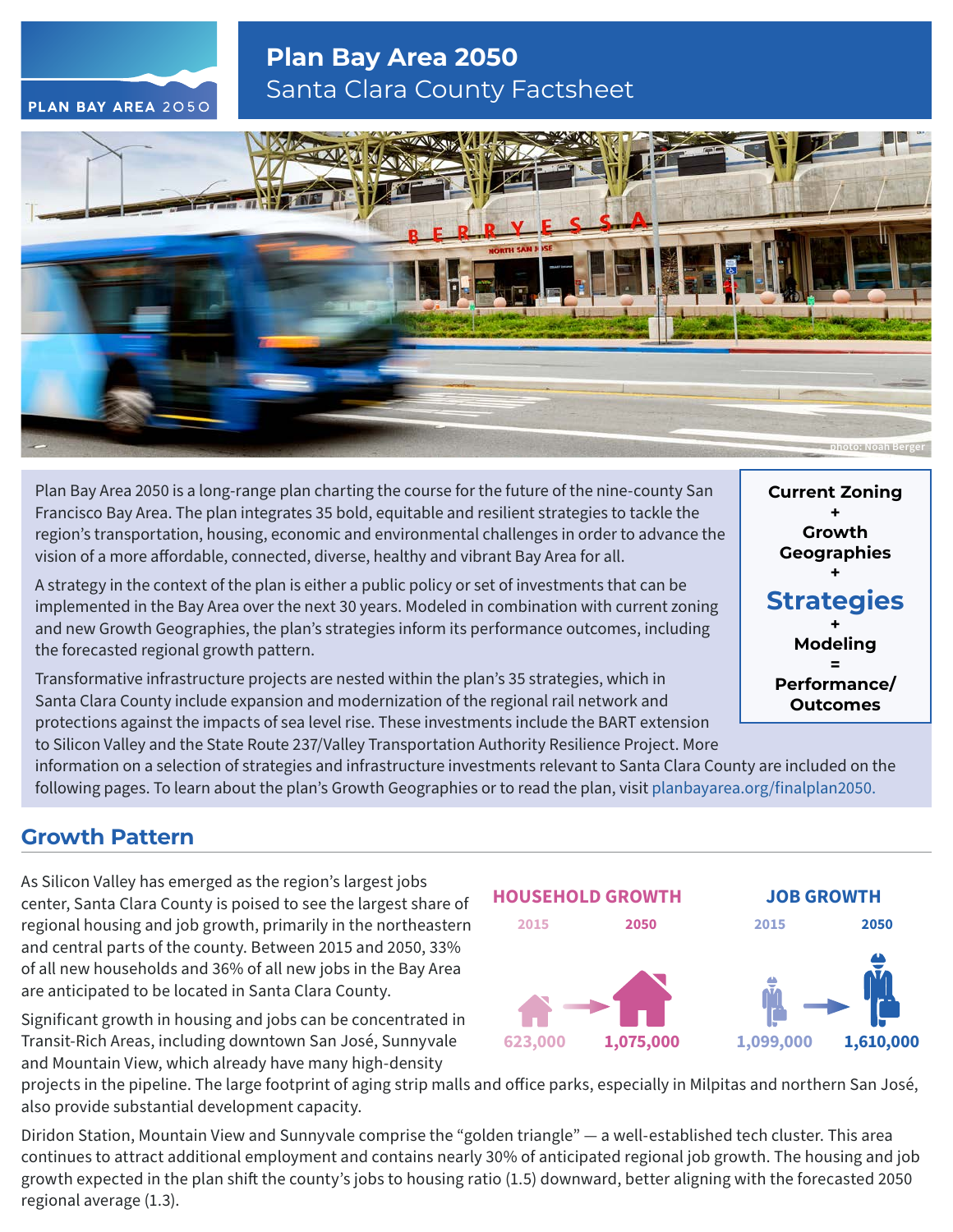# Plan Bay Area 2050

## Santa Clara County Factsheet

photo: Noan Berger

Plan Bay Area 2050 is a long-range plan charting the course for the future of the nine-county San Francisco Bay Area. The plan integrates 35 bold, equitable and resilient strategies to tackle the region's transportation, housing, economic and environmental challenges in order to advance the vision of a more affordable, connected, diverse, healthy and vibrant Bay Area for all.

A strategy in the context of the plan is either a public policy or set of investments that can be implemented in the Bay Area over the next 30 years. Modeled in combination with current zoning and new Growth Geographies, the plan's strategies inform its performance outcomes, including the forecasted regional growth pattern.

Transformative infrastructure projects are nested within the plan's 35 strategies, which in Santa Clara County include expansion and modernization of the regional rail network and protections against the impacts of sea level rise. These investments include the BART extension to Silicon Valley and the State Route 237/Valley Transportation Authority Resilience Project. More information on a selection of strategies and infrastructure investments relevant to Santa Clara County are included on the following pages. To learn about the plan's Growth Geographies or to read the plan, visit planbayarea.org/finalplan2050.

**Current Zoning**
**+**
**Growth Geographies**
**+**
**Strategies**
**+**
**Modeling**
**=**
**Performance/ Outcomes**

## Growth Pattern

As Silicon Valley has emerged as the region's largest jobs center, Santa Clara County is poised to see the largest share of regional housing and job growth, primarily in the northeastern and central parts of the county. Between 2015 and 2050, 33% of all new households and 36% of all new jobs in the Bay Area are anticipated to be located in Santa Clara County.

Significant growth in housing and jobs can be concentrated in Transit-Rich Areas, including downtown San José, Sunnyvale and Mountain View, which already have many high-density projects in the pipeline. The large footprint of aging strip malls and office parks, especially in Milpitas and northern San José, also provide substantial development capacity.

| | 2015 | 2050 |
|---|---|---|
| **HOUSEHOLD GROWTH** | 623,000 | 1,075,000 |
| **JOB GROWTH** | 1,099,000 | 1,610,000 |

Diridon Station, Mountain View and Sunnyvale comprise the "golden triangle" — a well-established tech cluster. This area continues to attract additional employment and contains nearly 30% of anticipated regional job growth. The housing and job growth expected in the plan shift the county's jobs to housing ratio (1.5) downward, better aligning with the forecasted 2050 regional average (1.3).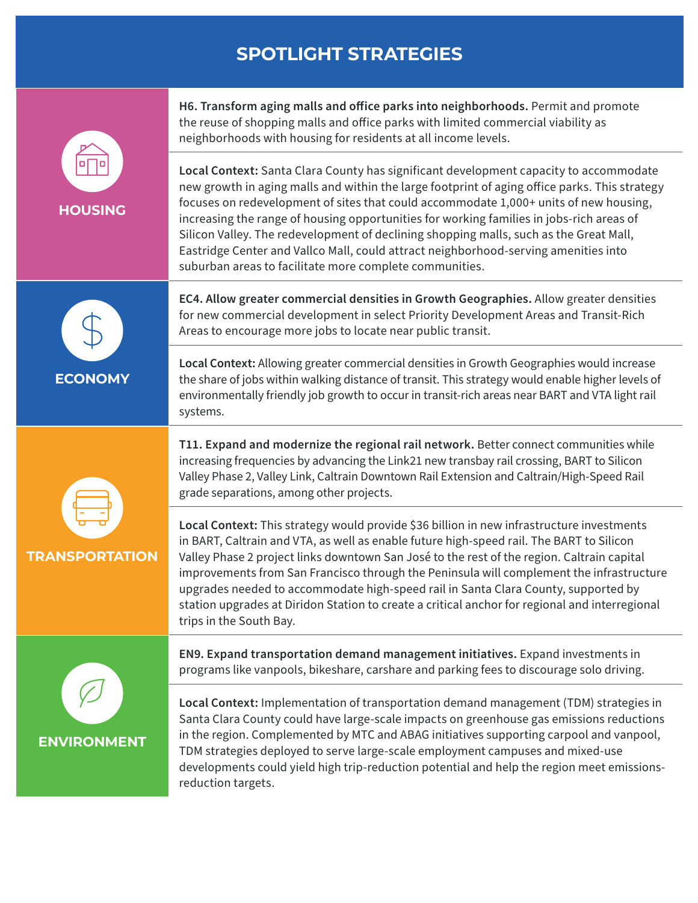# SPOTLIGHT STRATEGIES

## HOUSING

**H6. Transform aging malls and office parks into neighborhoods.** Permit and promote the reuse of shopping malls and office parks with limited commercial viability as neighborhoods with housing for residents at all income levels.

**Local Context:** Santa Clara County has significant development capacity to accommodate new growth in aging malls and within the large footprint of aging office parks. This strategy focuses on redevelopment of sites that could accommodate 1,000+ units of new housing, increasing the range of housing opportunities for working families in jobs-rich areas of Silicon Valley. The redevelopment of declining shopping malls, such as the Great Mall, Eastridge Center and Vallco Mall, could attract neighborhood-serving amenities into suburban areas to facilitate more complete communities.

## ECONOMY

**EC4. Allow greater commercial densities in Growth Geographies.** Allow greater densities for new commercial development in select Priority Development Areas and Transit-Rich Areas to encourage more jobs to locate near public transit.

**Local Context:** Allowing greater commercial densities in Growth Geographies would increase the share of jobs within walking distance of transit. This strategy would enable higher levels of environmentally friendly job growth to occur in transit-rich areas near BART and VTA light rail systems.

## TRANSPORTATION

**T11. Expand and modernize the regional rail network.** Better connect communities while increasing frequencies by advancing the Link21 new transbay rail crossing, BART to Silicon Valley Phase 2, Valley Link, Caltrain Downtown Rail Extension and Caltrain/High-Speed Rail grade separations, among other projects.

**Local Context:** This strategy would provide $36 billion in new infrastructure investments in BART, Caltrain and VTA, as well as enable future high-speed rail. The BART to Silicon Valley Phase 2 project links downtown San José to the rest of the region. Caltrain capital improvements from San Francisco through the Peninsula will complement the infrastructure upgrades needed to accommodate high-speed rail in Santa Clara County, supported by station upgrades at Diridon Station to create a critical anchor for regional and interregional trips in the South Bay.

## ENVIRONMENT

**EN9. Expand transportation demand management initiatives.** Expand investments in programs like vanpools, bikeshare, carshare and parking fees to discourage solo driving.

**Local Context:** Implementation of transportation demand management (TDM) strategies in Santa Clara County could have large-scale impacts on greenhouse gas emissions reductions in the region. Complemented by MTC and ABAG initiatives supporting carpool and vanpool, TDM strategies deployed to serve large-scale employment campuses and mixed-use developments could yield high trip-reduction potential and help the region meet emissions-reduction targets.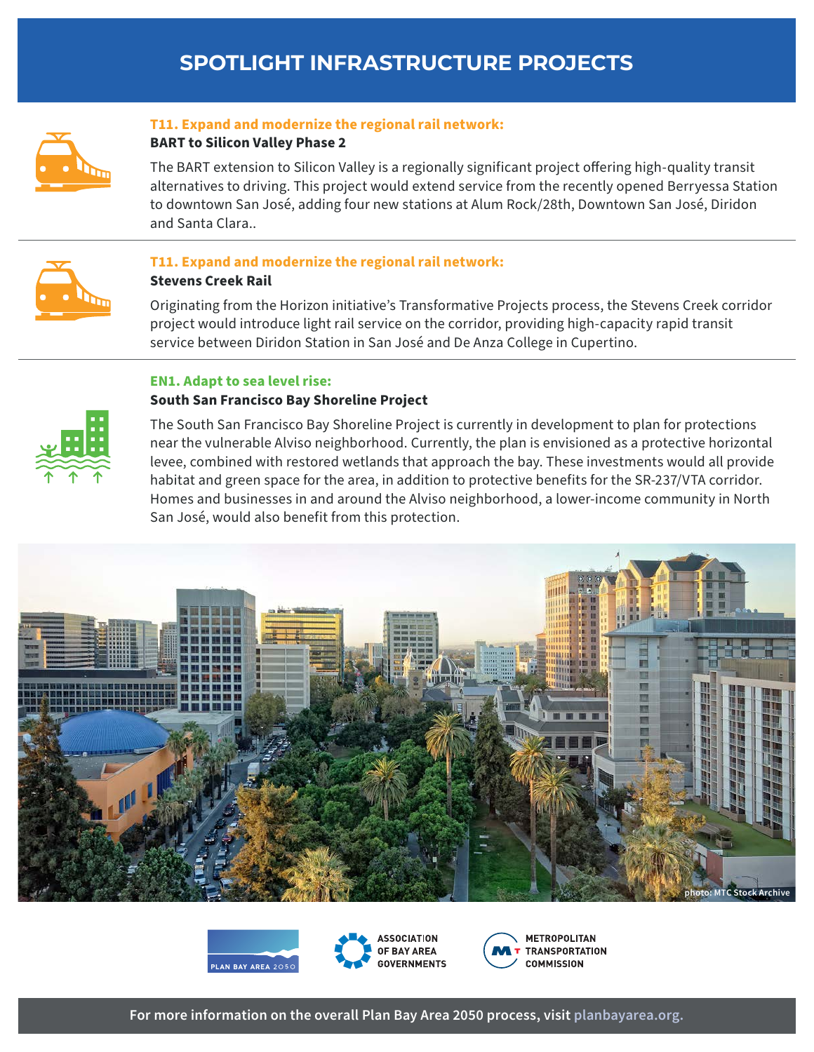# SPOTLIGHT INFRASTRUCTURE PROJECTS

### T11. Expand and modernize the regional rail network:

**BART to Silicon Valley Phase 2**

The BART extension to Silicon Valley is a regionally significant project offering high-quality transit alternatives to driving. This project would extend service from the recently opened Berryessa Station to downtown San José, adding four new stations at Alum Rock/28th, Downtown San José, Diridon and Santa Clara..

### T11. Expand and modernize the regional rail network:

**Stevens Creek Rail**

Originating from the Horizon initiative's Transformative Projects process, the Stevens Creek corridor project would introduce light rail service on the corridor, providing high-capacity rapid transit service between Diridon Station in San José and De Anza College in Cupertino.

### EN1. Adapt to sea level rise:

**South San Francisco Bay Shoreline Project**

The South San Francisco Bay Shoreline Project is currently in development to plan for protections near the vulnerable Alviso neighborhood. Currently, the plan is envisioned as a protective horizontal levee, combined with restored wetlands that approach the bay. These investments would all provide habitat and green space for the area, in addition to protective benefits for the SR-237/VTA corridor. Homes and businesses in and around the Alviso neighborhood, a lower-income community in North San José, would also benefit from this protection.

photo: MTC Stock Archive

PLAN BAY AREA 2050

ASSOCIATION OF BAY AREA GOVERNMENTS

METROPOLITAN TRANSPORTATION COMMISSION

For more information on the overall Plan Bay Area 2050 process, visit planbayarea.org.